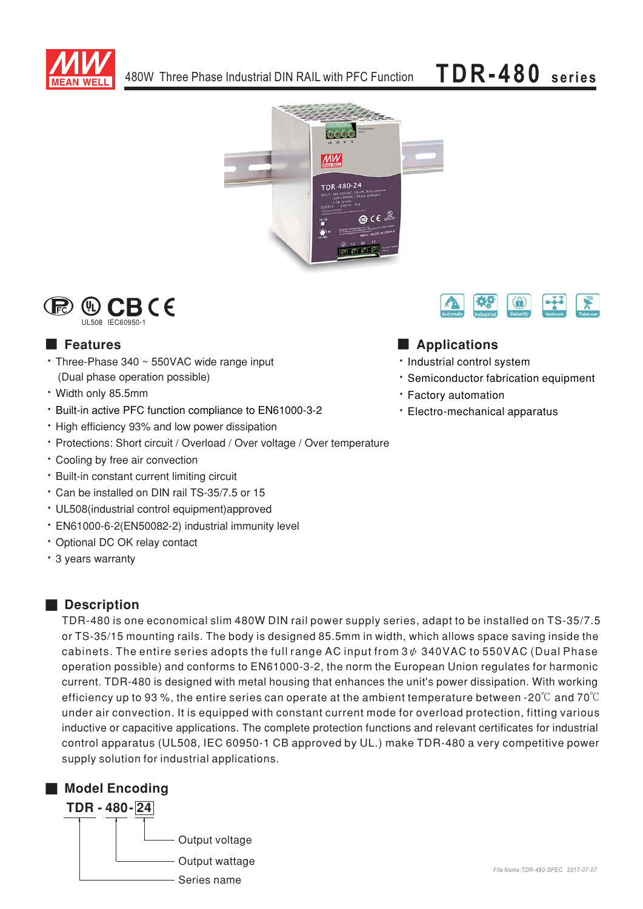# 480W Three Phase Industrial DIN RAIL with PFC Function

# TDR-480 series

UL508 IEC60950-1

## Features

- Three-Phase 340 ~ 550VAC wide range input (Dual phase operation possible)
- Width only 85.5mm
- Built-in active PFC function compliance to EN61000-3-2
- High efficiency 93% and low power dissipation
- Protections: Short circuit / Overload / Over voltage / Over temperature
- Cooling by free air convection
- Built-in constant current limiting circuit
- Can be installed on DIN rail TS-35/7.5 or 15
- UL508(industrial control equipment)approved
- EN61000-6-2(EN50082-2) industrial immunity level
- Optional DC OK relay contact
- 3 years warranty

## Applications

- Industrial control system
- Semiconductor fabrication equipment
- Factory automation
- Electro-mechanical apparatus

## Description

TDR-480 is one economical slim 480W DIN rail power supply series, adapt to be installed on TS-35/7.5 or TS-35/15 mounting rails. The body is designed 85.5mm in width, which allows space saving inside the cabinets. The entire series adopts the full range AC input from 3φ 340VAC to 550VAC (Dual Phase operation possible) and conforms to EN61000-3-2, the norm the European Union regulates for harmonic current. TDR-480 is designed with metal housing that enhances the unit's power dissipation. With working efficiency up to 93 %, the entire series can operate at the ambient temperature between -20℃ and 70℃ under air convection. It is equipped with constant current mode for overload protection, fitting various inductive or capacitive applications. The complete protection functions and relevant certificates for industrial control apparatus (UL508, IEC 60950-1 CB approved by UL.) make TDR-480 a very competitive power supply solution for industrial applications.

## Model Encoding

**TDR - 480 - 24**

- 24: Output voltage
- 480: Output wattage
- TDR: Series name

File Name:TDR-480-SPEC 2017-07-07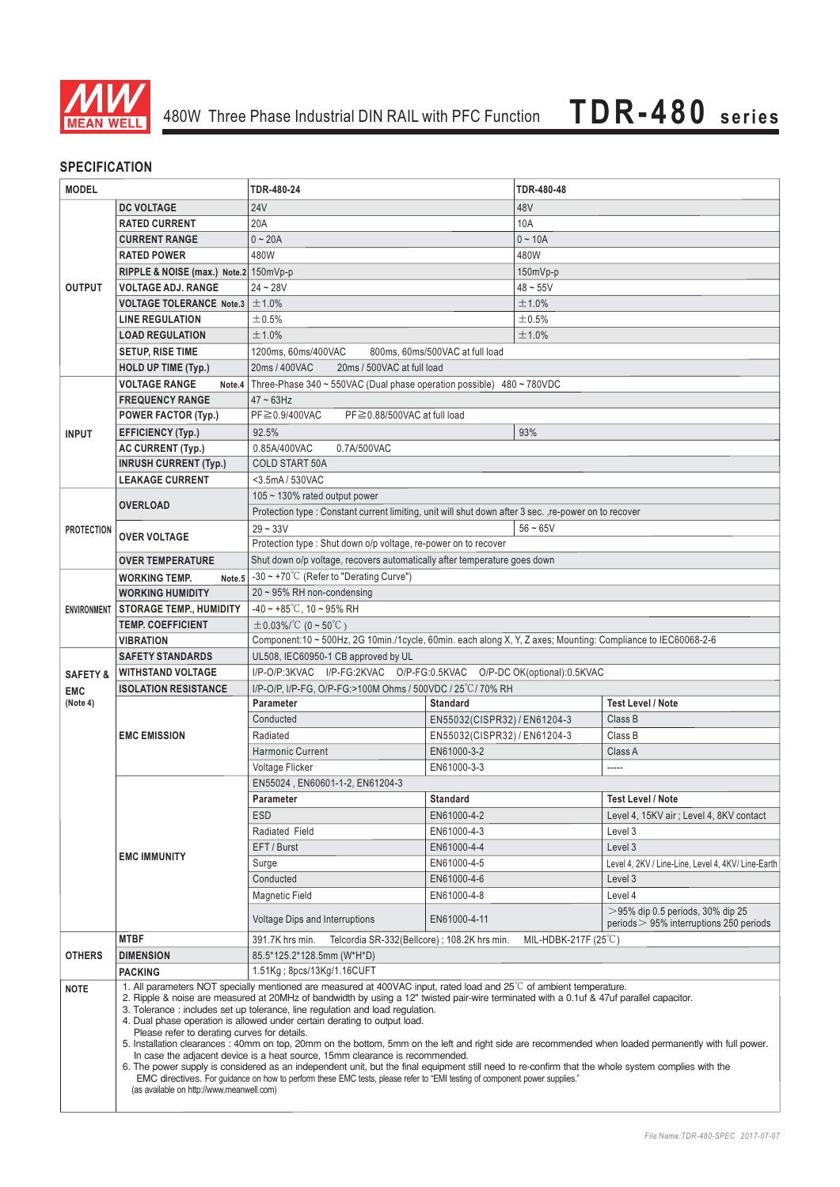480W Three Phase Industrial DIN RAIL with PFC Function **TDR-480 series**

## SPECIFICATION

| MODEL | | TDR-480-24 | | TDR-480-48 |
|---|---|---|---|---|
| OUTPUT | DC VOLTAGE | 24V | | 48V |
| | RATED CURRENT | 20A | | 10A |
| | CURRENT RANGE | 0 ~ 20A | | 0 ~ 10A |
| | RATED POWER | 480W | | 480W |
| | RIPPLE & NOISE (max.) Note.2 | 150mVp-p | | 150mVp-p |
| | VOLTAGE ADJ. RANGE | 24 ~ 28V | | 48 ~ 55V |
| | VOLTAGE TOLERANCE Note.3 | ±1.0% | | ±1.0% |
| | LINE REGULATION | ±0.5% | | ±0.5% |
| | LOAD REGULATION | ±1.0% | | ±1.0% |
| | SETUP, RISE TIME | 1200ms, 60ms/400VAC 800ms, 60ms/500VAC at full load | | |
| | HOLD UP TIME (Typ.) | 20ms / 400VAC 20ms / 500VAC at full load | | |
| INPUT | VOLTAGE RANGE Note.4 | Three-Phase 340 ~ 550VAC (Dual phase operation possible) 480 ~ 780VDC | | |
| | FREQUENCY RANGE | 47 ~ 63Hz | | |
| | POWER FACTOR (Typ.) | PF≧0.9/400VAC PF≧0.88/500VAC at full load | | |
| | EFFICIENCY (Typ.) | 92.5% | | 93% |
| | AC CURRENT (Typ.) | 0.85A/400VAC 0.7A/500VAC | | |
| | INRUSH CURRENT (Typ.) | COLD START 50A | | |
| | LEAKAGE CURRENT | <3.5mA / 530VAC | | |
| PROTECTION | OVERLOAD | 105 ~ 130% rated output power | | |
| | | Protection type : Constant current limiting, unit will shut down after 3 sec. ,re-power on to recover | | |
| | OVER VOLTAGE | 29 ~ 33V | | 56 ~ 65V |
| | | Protection type : Shut down o/p voltage, re-power on to recover | | |
| | OVER TEMPERATURE | Shut down o/p voltage, recovers automatically after temperature goes down | | |
| ENVIRONMENT | WORKING TEMP. Note.5 | -30 ~ +70℃ (Refer to "Derating Curve") | | |
| | WORKING HUMIDITY | 20 ~ 95% RH non-condensing | | |
| | STORAGE TEMP., HUMIDITY | -40 ~ +85℃, 10 ~ 95% RH | | |
| | TEMP. COEFFICIENT | ±0.03%/℃ (0 ~ 50℃) | | |
| | VIBRATION | Component:10 ~ 500Hz, 2G 10min./1cycle, 60min. each along X, Y, Z axes; Mounting: Compliance to IEC60068-2-6 | | |
| SAFETY & EMC (Note 4) | SAFETY STANDARDS | UL508, IEC60950-1 CB approved by UL | | |
| | WITHSTAND VOLTAGE | I/P-O/P:3KVAC I/P-FG:2KVAC O/P-FG:0.5KVAC O/P-DC OK(optional):0.5KVAC | | |
| | ISOLATION RESISTANCE | I/P-O/P, I/P-FG, O/P-FG:>100M Ohms / 500VDC / 25℃/ 70% RH | | |
| | EMC EMISSION | **Parameter** | **Standard** | **Test Level / Note** |
| | | Conducted | EN55032(CISPR32) / EN61204-3 | Class B |
| | | Radiated | EN55032(CISPR32) / EN61204-3 | Class B |
| | | Harmonic Current | EN61000-3-2 | Class A |
| | | Voltage Flicker | EN61000-3-3 | ----- |
| | EMC IMMUNITY | EN55024 , EN60601-1-2, EN61204-3 | | |
| | | **Parameter** | **Standard** | **Test Level / Note** |
| | | ESD | EN61000-4-2 | Level 4, 15KV air ; Level 4, 8KV contact |
| | | Radiated Field | EN61000-4-3 | Level 3 |
| | | EFT / Burst | EN61000-4-4 | Level 3 |
| | | Surge | EN61000-4-5 | Level 4, 2KV / Line-Line, Level 4, 4KV/ Line-Earth |
| | | Conducted | EN61000-4-6 | Level 3 |
| | | Magnetic Field | EN61000-4-8 | Level 4 |
| | | Voltage Dips and Interruptions | EN61000-4-11 | >95% dip 0.5 periods, 30% dip 25 periods> 95% interruptions 250 periods |
| OTHERS | MTBF | 391.7K hrs min. Telcordia SR-332(Bellcore) ; 108.2K hrs min. MIL-HDBK-217F (25℃) | | |
| | DIMENSION | 85.5*125.2*128.5mm (W*H*D) | | |
| | PACKING | 1.51Kg ; 8pcs/13Kg/1.16CUFT | | |

**NOTE**

1. All parameters NOT specially mentioned are measured at 400VAC input, rated load and 25℃ of ambient temperature.
2. Ripple & noise are measured at 20MHz of bandwidth by using a 12" twisted pair-wire terminated with a 0.1uf & 47uf parallel capacitor.
3. Tolerance : includes set up tolerance, line regulation and load regulation.
4. Dual phase operation is allowed under certain derating to output load. Please refer to derating curves for details.
5. Installation clearances : 40mm on top, 20mm on the bottom, 5mm on the left and right side are recommended when loaded permanently with full power. In case the adjacent device is a heat source, 15mm clearance is recommended.
6. The power supply is considered as an independent unit, but the final equipment still need to re-confirm that the whole system complies with the EMC directives. For guidance on how to perform these EMC tests, please refer to "EMI testing of component power supplies." (as available on http://www.meanwell.com)

File Name:TDR-480-SPEC 2017-07-07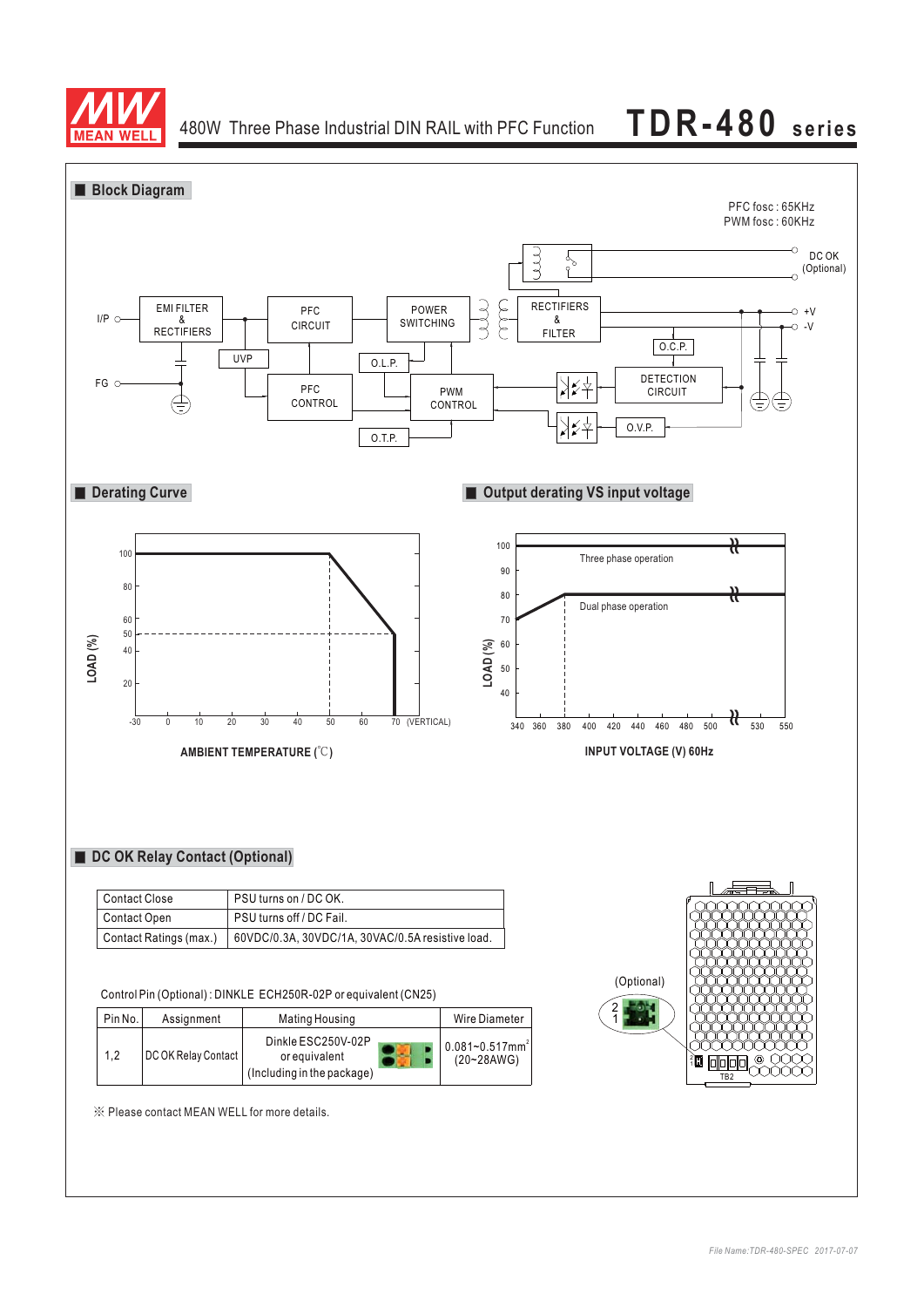480W Three Phase Industrial DIN RAIL with PFC Function **TDR-480 series**

## Block Diagram

PFC fosc : 65KHz
PWM fosc : 60KHz

I/P
FG
EMI FILTER & RECTIFIERS
UVP
PFC CIRCUIT
PFC CONTROL
POWER SWITCHING
O.L.P.
PWM CONTROL
O.T.P.
RECTIFIERS & FILTER
O.C.P.
DETECTION CIRCUIT
O.V.P.
DC OK (Optional)
+V
-V

## Derating Curve

LOAD (%)
100
80
60
50
40
20
-30 0 10 20 30 40 50 60 70 (VERTICAL)
AMBIENT TEMPERATURE (℃)

## Output derating VS input voltage

LOAD (%)
100
90
80
70
60
50
40
Three phase operation
Dual phase operation
340 360 380 400 420 440 460 480 500 530 550
INPUT VOLTAGE (V) 60Hz

## DC OK Relay Contact (Optional)

| | |
|---|---|
| Contact Close | PSU turns on / DC OK. |
| Contact Open | PSU turns off / DC Fail. |
| Contact Ratings (max.) | 60VDC/0.3A, 30VDC/1A, 30VAC/0.5A resistive load. |

Control Pin (Optional) : DINKLE ECH250R-02P or equivalent (CN25)

| Pin No. | Assignment | Mating Housing | Wire Diameter |
|---|---|---|---|
| 1,2 | DC OK Relay Contact | Dinkle ESC250V-02P or equivalent (Including in the package) | 0.081~0.517mm$^2$ (20~28AWG) |

(Optional)
2
1
TB2

※ Please contact MEAN WELL for more details.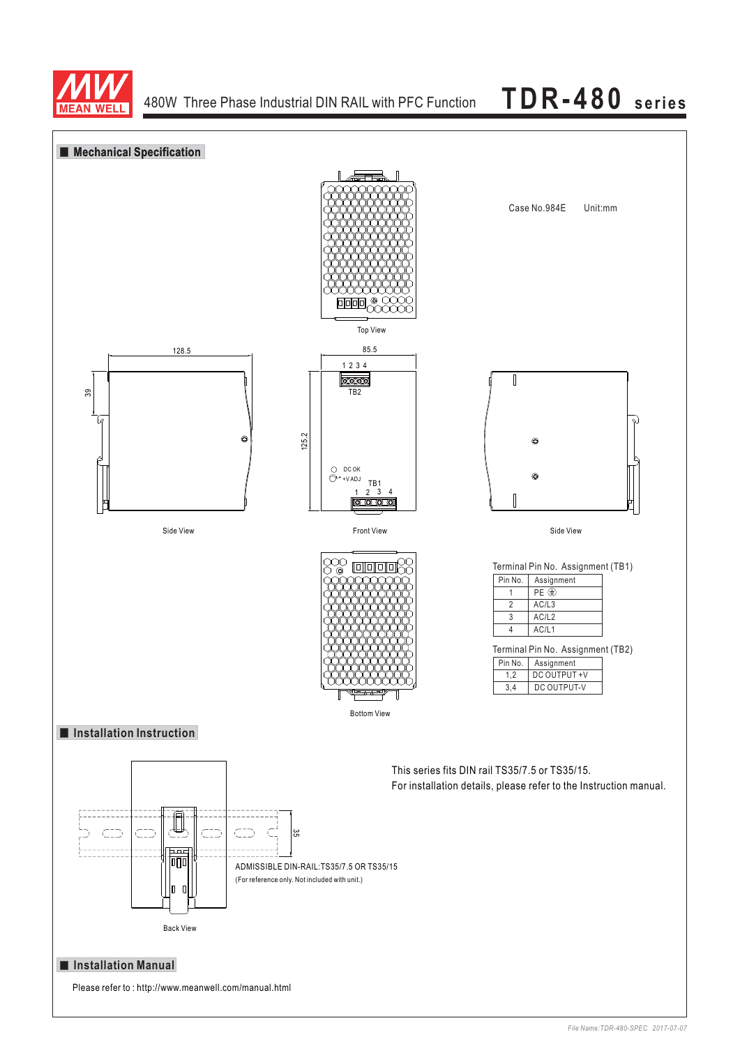# 480W Three Phase Industrial DIN RAIL with PFC Function — TDR-480 series

## Mechanical Specification

Case No.984E    Unit:mm

Top View

128.5

39

Side View

85.5

1 2 3 4

TB2

125.2

DC OK

+V ADJ

TB1

1 2 3 4

Front View

Side View

Bottom View

Terminal Pin No. Assignment (TB1)

| Pin No. | Assignment |
|---|---|
| 1 | PE ⏚ |
| 2 | AC/L3 |
| 3 | AC/L2 |
| 4 | AC/L1 |

Terminal Pin No. Assignment (TB2)

| Pin No. | Assignment |
|---|---|
| 1,2 | DC OUTPUT +V |
| 3,4 | DC OUTPUT-V |

## Installation Instruction

35

ADMISSIBLE DIN-RAIL:TS35/7.5 OR TS35/15

(For reference only. Not included with unit.)

Back View

This series fits DIN rail TS35/7.5 or TS35/15.
For installation details, please refer to the Instruction manual.

## Installation Manual

Please refer to : http://www.meanwell.com/manual.html